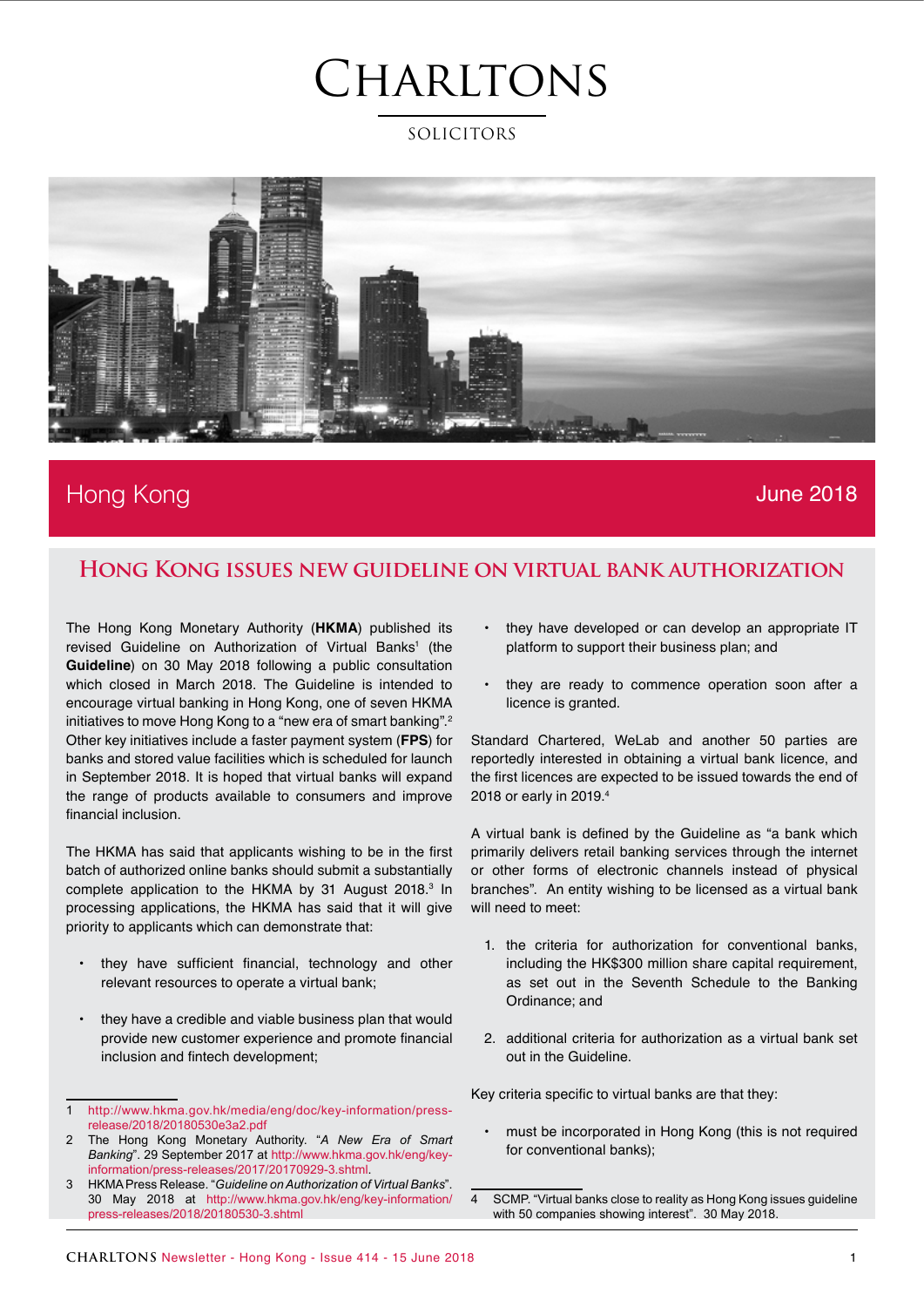# CHARLTONS

SOLICITORS

Hong Kong

June 2018

## HONG KONG ISSUES NEW GUIDELINE ON VIRTUAL BANK AUTHORIZATION

The Hong Kong Monetary Authority (**HKMA**) published its revised Guideline on Authorization of Virtual Banks[1] (the **Guideline**) on 30 May 2018 following a public consultation which closed in March 2018. The Guideline is intended to encourage virtual banking in Hong Kong, one of seven HKMA initiatives to move Hong Kong to a "new era of smart banking".[2] Other key initiatives include a faster payment system (**FPS**) for banks and stored value facilities which is scheduled for launch in September 2018. It is hoped that virtual banks will expand the range of products available to consumers and improve financial inclusion.

The HKMA has said that applicants wishing to be in the first batch of authorized online banks should submit a substantially complete application to the HKMA by 31 August 2018.[3] In processing applications, the HKMA has said that it will give priority to applicants which can demonstrate that:

- they have sufficient financial, technology and other relevant resources to operate a virtual bank;
- they have a credible and viable business plan that would provide new customer experience and promote financial inclusion and fintech development;
- they have developed or can develop an appropriate IT platform to support their business plan; and
- they are ready to commence operation soon after a licence is granted.

Standard Chartered, WeLab and another 50 parties are reportedly interested in obtaining a virtual bank licence, and the first licences are expected to be issued towards the end of 2018 or early in 2019.[4]

A virtual bank is defined by the Guideline as "a bank which primarily delivers retail banking services through the internet or other forms of electronic channels instead of physical branches". An entity wishing to be licensed as a virtual bank will need to meet:

1. the criteria for authorization for conventional banks, including the HK$300 million share capital requirement, as set out in the Seventh Schedule to the Banking Ordinance; and
2. additional criteria for authorization as a virtual bank set out in the Guideline.

Key criteria specific to virtual banks are that they:

- must be incorporated in Hong Kong (this is not required for conventional banks);

---

1 http://www.hkma.gov.hk/media/eng/doc/key-information/press-release/2018/20180530e3a2.pdf

2 The Hong Kong Monetary Authority. "*A New Era of Smart Banking*". 29 September 2017 at http://www.hkma.gov.hk/eng/key-information/press-releases/2017/20170929-3.shtml.

3 HKMA Press Release. "*Guideline on Authorization of Virtual Banks*". 30 May 2018 at http://www.hkma.gov.hk/eng/key-information/press-releases/2018/20180530-3.shtml

4 SCMP. "Virtual banks close to reality as Hong Kong issues guideline with 50 companies showing interest". 30 May 2018.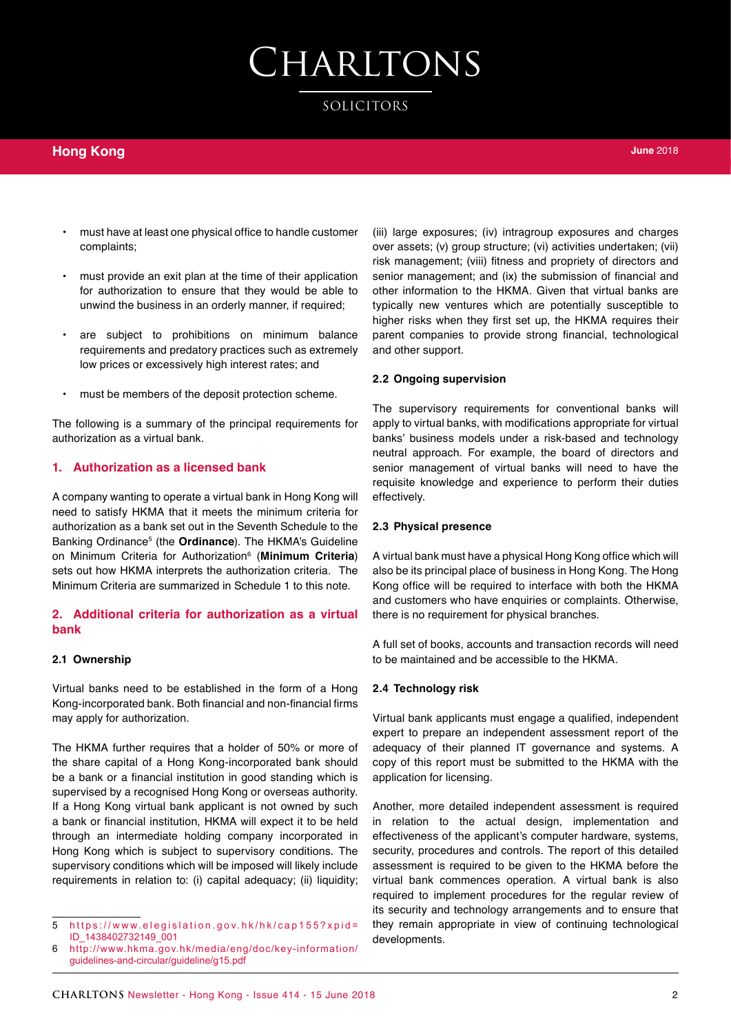- must have at least one physical office to handle customer complaints;
- must provide an exit plan at the time of their application for authorization to ensure that they would be able to unwind the business in an orderly manner, if required;
- are subject to prohibitions on minimum balance requirements and predatory practices such as extremely low prices or excessively high interest rates; and
- must be members of the deposit protection scheme.

The following is a summary of the principal requirements for authorization as a virtual bank.

## 1. Authorization as a licensed bank

A company wanting to operate a virtual bank in Hong Kong will need to satisfy HKMA that it meets the minimum criteria for authorization as a bank set out in the Seventh Schedule to the Banking Ordinance[5] (the **Ordinance**). The HKMA's Guideline on Minimum Criteria for Authorization[6] (**Minimum Criteria**) sets out how HKMA interprets the authorization criteria. The Minimum Criteria are summarized in Schedule 1 to this note.

## 2. Additional criteria for authorization as a virtual bank

### 2.1 Ownership

Virtual banks need to be established in the form of a Hong Kong-incorporated bank. Both financial and non-financial firms may apply for authorization.

The HKMA further requires that a holder of 50% or more of the share capital of a Hong Kong-incorporated bank should be a bank or a financial institution in good standing which is supervised by a recognised Hong Kong or overseas authority. If a Hong Kong virtual bank applicant is not owned by such a bank or financial institution, HKMA will expect it to be held through an intermediate holding company incorporated in Hong Kong which is subject to supervisory conditions. The supervisory conditions which will be imposed will likely include requirements in relation to: (i) capital adequacy; (ii) liquidity; (iii) large exposures; (iv) intragroup exposures and charges over assets; (v) group structure; (vi) activities undertaken; (vii) risk management; (viii) fitness and propriety of directors and senior management; and (ix) the submission of financial and other information to the HKMA. Given that virtual banks are typically new ventures which are potentially susceptible to higher risks when they first set up, the HKMA requires their parent companies to provide strong financial, technological and other support.

### 2.2 Ongoing supervision

The supervisory requirements for conventional banks will apply to virtual banks, with modifications appropriate for virtual banks' business models under a risk-based and technology neutral approach. For example, the board of directors and senior management of virtual banks will need to have the requisite knowledge and experience to perform their duties effectively.

### 2.3 Physical presence

A virtual bank must have a physical Hong Kong office which will also be its principal place of business in Hong Kong. The Hong Kong office will be required to interface with both the HKMA and customers who have enquiries or complaints. Otherwise, there is no requirement for physical branches.

A full set of books, accounts and transaction records will need to be maintained and be accessible to the HKMA.

### 2.4 Technology risk

Virtual bank applicants must engage a qualified, independent expert to prepare an independent assessment report of the adequacy of their planned IT governance and systems. A copy of this report must be submitted to the HKMA with the application for licensing.

Another, more detailed independent assessment is required in relation to the actual design, implementation and effectiveness of the applicant's computer hardware, systems, security, procedures and controls. The report of this detailed assessment is required to be given to the HKMA before the virtual bank commences operation. A virtual bank is also required to implement procedures for the regular review of its security and technology arrangements and to ensure that they remain appropriate in view of continuing technological developments.

---

5 https://www.elegislation.gov.hk/hk/cap155?xpid=ID_1438402732149_001

6 http://www.hkma.gov.hk/media/eng/doc/key-information/guidelines-and-circular/guideline/g15.pdf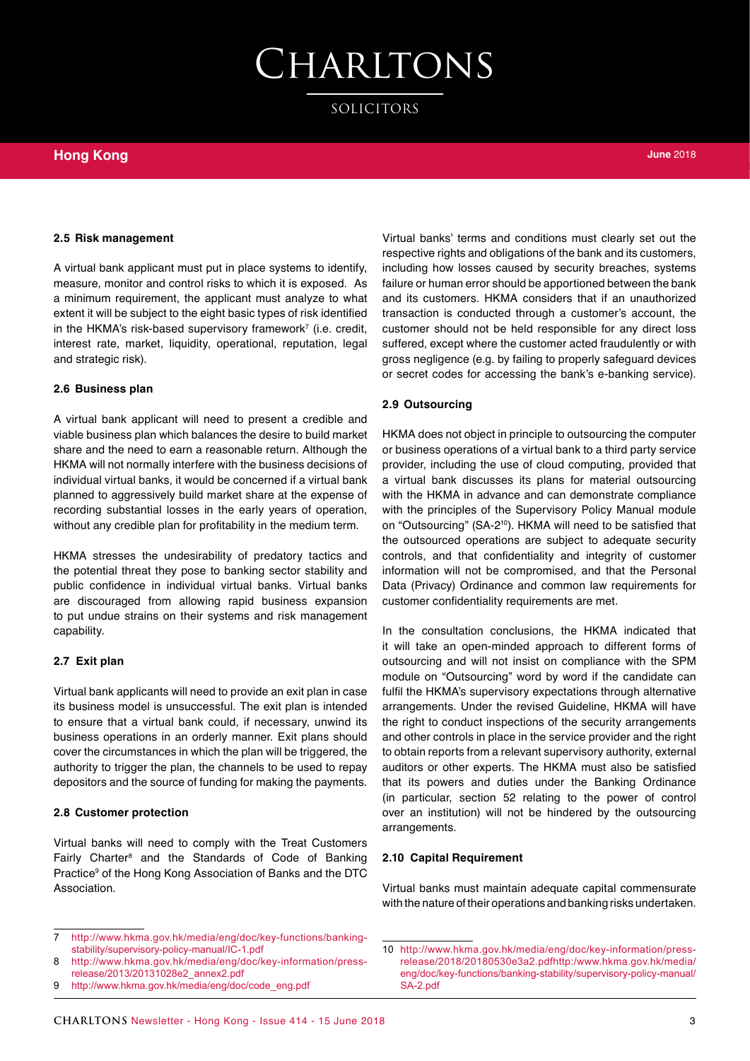### 2.5 Risk management

A virtual bank applicant must put in place systems to identify, measure, monitor and control risks to which it is exposed. As a minimum requirement, the applicant must analyze to what extent it will be subject to the eight basic types of risk identified in the HKMA's risk-based supervisory framework[7] (i.e. credit, interest rate, market, liquidity, operational, reputation, legal and strategic risk).

### 2.6 Business plan

A virtual bank applicant will need to present a credible and viable business plan which balances the desire to build market share and the need to earn a reasonable return. Although the HKMA will not normally interfere with the business decisions of individual virtual banks, it would be concerned if a virtual bank planned to aggressively build market share at the expense of recording substantial losses in the early years of operation, without any credible plan for profitability in the medium term.

HKMA stresses the undesirability of predatory tactics and the potential threat they pose to banking sector stability and public confidence in individual virtual banks. Virtual banks are discouraged from allowing rapid business expansion to put undue strains on their systems and risk management capability.

### 2.7 Exit plan

Virtual bank applicants will need to provide an exit plan in case its business model is unsuccessful. The exit plan is intended to ensure that a virtual bank could, if necessary, unwind its business operations in an orderly manner. Exit plans should cover the circumstances in which the plan will be triggered, the authority to trigger the plan, the channels to be used to repay depositors and the source of funding for making the payments.

### 2.8 Customer protection

Virtual banks will need to comply with the Treat Customers Fairly Charter[8] and the Standards of Code of Banking Practice[9] of the Hong Kong Association of Banks and the DTC Association.

Virtual banks' terms and conditions must clearly set out the respective rights and obligations of the bank and its customers, including how losses caused by security breaches, systems failure or human error should be apportioned between the bank and its customers. HKMA considers that if an unauthorized transaction is conducted through a customer's account, the customer should not be held responsible for any direct loss suffered, except where the customer acted fraudulently or with gross negligence (e.g. by failing to properly safeguard devices or secret codes for accessing the bank's e-banking service).

### 2.9 Outsourcing

HKMA does not object in principle to outsourcing the computer or business operations of a virtual bank to a third party service provider, including the use of cloud computing, provided that a virtual bank discusses its plans for material outsourcing with the HKMA in advance and can demonstrate compliance with the principles of the Supervisory Policy Manual module on "Outsourcing" (SA-2[10]). HKMA will need to be satisfied that the outsourced operations are subject to adequate security controls, and that confidentiality and integrity of customer information will not be compromised, and that the Personal Data (Privacy) Ordinance and common law requirements for customer confidentiality requirements are met.

In the consultation conclusions, the HKMA indicated that it will take an open-minded approach to different forms of outsourcing and will not insist on compliance with the SPM module on "Outsourcing" word by word if the candidate can fulfil the HKMA's supervisory expectations through alternative arrangements. Under the revised Guideline, HKMA will have the right to conduct inspections of the security arrangements and other controls in place in the service provider and the right to obtain reports from a relevant supervisory authority, external auditors or other experts. The HKMA must also be satisfied that its powers and duties under the Banking Ordinance (in particular, section 52 relating to the power of control over an institution) will not be hindered by the outsourcing arrangements.

### 2.10 Capital Requirement

Virtual banks must maintain adequate capital commensurate with the nature of their operations and banking risks undertaken.

---

7 http://www.hkma.gov.hk/media/eng/doc/key-functions/banking-stability/supervisory-policy-manual/IC-1.pdf

8 http://www.hkma.gov.hk/media/eng/doc/key-information/press-release/2013/20131028e2_annex2.pdf

9 http://www.hkma.gov.hk/media/eng/doc/code_eng.pdf

10 http://www.hkma.gov.hk/media/eng/doc/key-information/press-release/2018/20180530e3a2.pdfhttp:/www.hkma.gov.hk/media/eng/doc/key-functions/banking-stability/supervisory-policy-manual/SA-2.pdf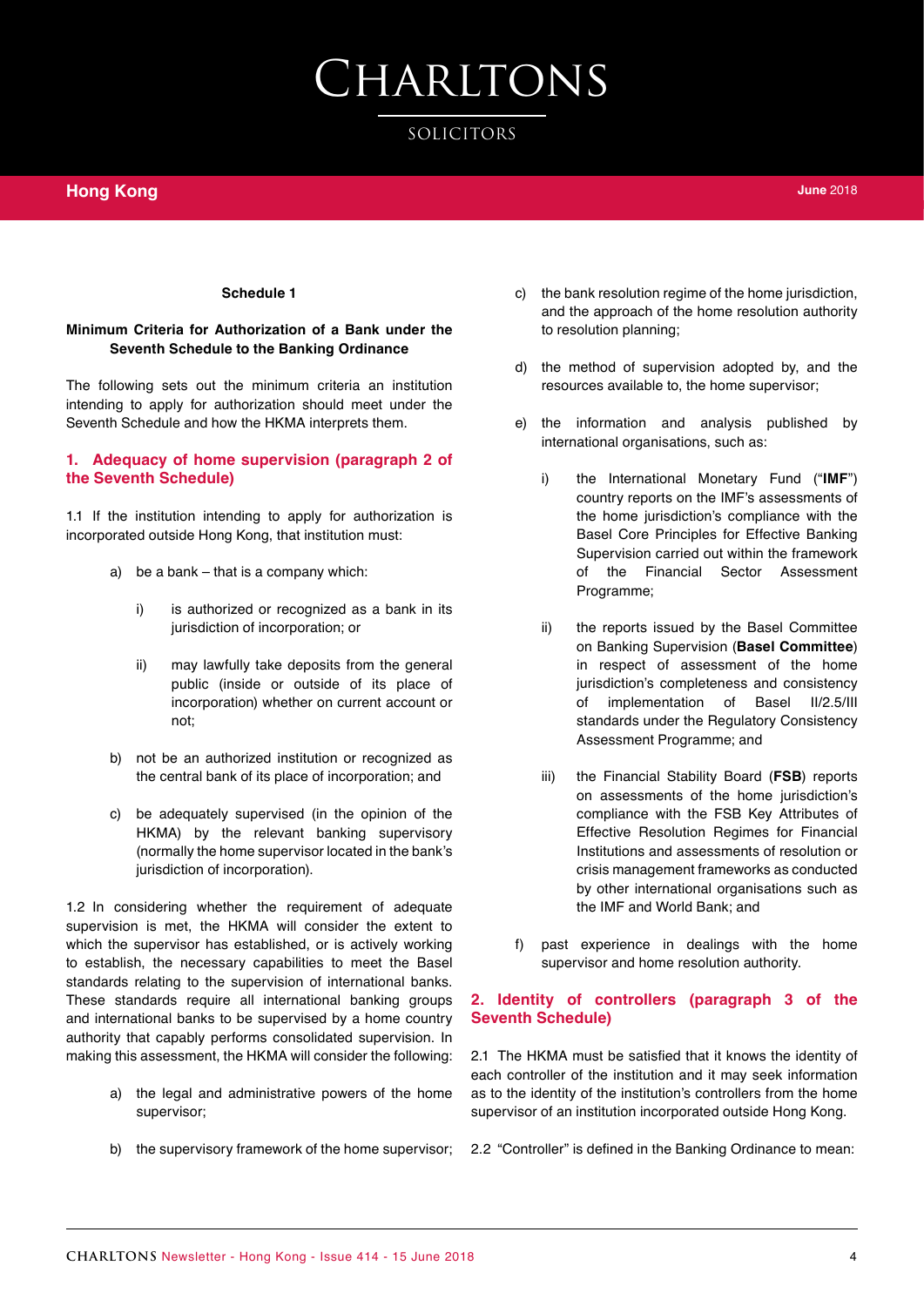**Schedule 1**

**Minimum Criteria for Authorization of a Bank under the Seventh Schedule to the Banking Ordinance**

The following sets out the minimum criteria an institution intending to apply for authorization should meet under the Seventh Schedule and how the HKMA interprets them.

## 1. Adequacy of home supervision (paragraph 2 of the Seventh Schedule)

1.1 If the institution intending to apply for authorization is incorporated outside Hong Kong, that institution must:

a) be a bank – that is a company which:

   i) is authorized or recognized as a bank in its jurisdiction of incorporation; or

   ii) may lawfully take deposits from the general public (inside or outside of its place of incorporation) whether on current account or not;

b) not be an authorized institution or recognized as the central bank of its place of incorporation; and

c) be adequately supervised (in the opinion of the HKMA) by the relevant banking supervisory (normally the home supervisor located in the bank's jurisdiction of incorporation).

1.2 In considering whether the requirement of adequate supervision is met, the HKMA will consider the extent to which the supervisor has established, or is actively working to establish, the necessary capabilities to meet the Basel standards relating to the supervision of international banks. These standards require all international banking groups and international banks to be supervised by a home country authority that capably performs consolidated supervision. In making this assessment, the HKMA will consider the following:

a) the legal and administrative powers of the home supervisor;

b) the supervisory framework of the home supervisor;

c) the bank resolution regime of the home jurisdiction, and the approach of the home resolution authority to resolution planning;

d) the method of supervision adopted by, and the resources available to, the home supervisor;

e) the information and analysis published by international organisations, such as:

   i) the International Monetary Fund ("**IMF**") country reports on the IMF's assessments of the home jurisdiction's compliance with the Basel Core Principles for Effective Banking Supervision carried out within the framework of the Financial Sector Assessment Programme;

   ii) the reports issued by the Basel Committee on Banking Supervision (**Basel Committee**) in respect of assessment of the home jurisdiction's completeness and consistency of implementation of Basel II/2.5/III standards under the Regulatory Consistency Assessment Programme; and

   iii) the Financial Stability Board (**FSB**) reports on assessments of the home jurisdiction's compliance with the FSB Key Attributes of Effective Resolution Regimes for Financial Institutions and assessments of resolution or crisis management frameworks as conducted by other international organisations such as the IMF and World Bank; and

f) past experience in dealings with the home supervisor and home resolution authority.

## 2. Identity of controllers (paragraph 3 of the Seventh Schedule)

2.1 The HKMA must be satisfied that it knows the identity of each controller of the institution and it may seek information as to the identity of the institution's controllers from the home supervisor of an institution incorporated outside Hong Kong.

2.2 "Controller" is defined in the Banking Ordinance to mean: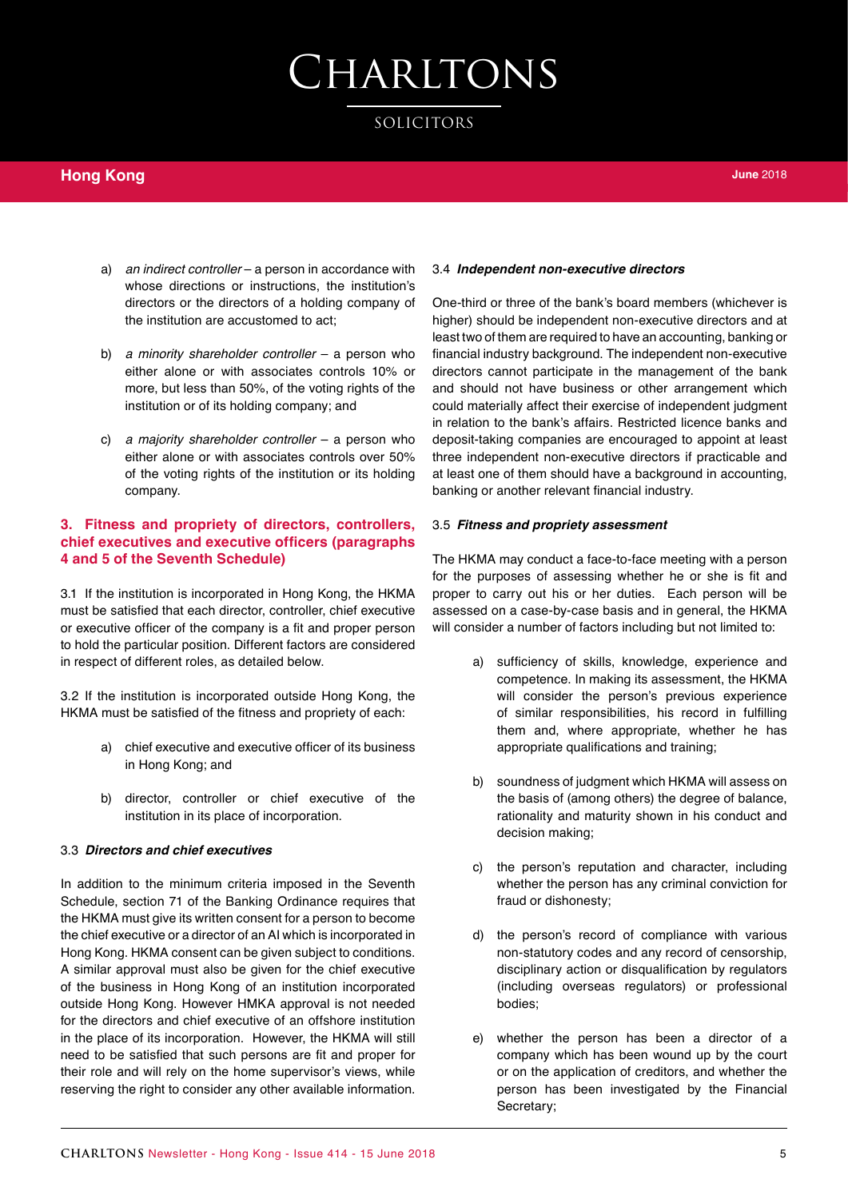a) *an indirect controller* – a person in accordance with whose directions or instructions, the institution's directors or the directors of a holding company of the institution are accustomed to act;

b) *a minority shareholder controller* – a person who either alone or with associates controls 10% or more, but less than 50%, of the voting rights of the institution or of its holding company; and

c) *a majority shareholder controller* – a person who either alone or with associates controls over 50% of the voting rights of the institution or its holding company.

### 3. Fitness and propriety of directors, controllers, chief executives and executive officers (paragraphs 4 and 5 of the Seventh Schedule)

3.1 If the institution is incorporated in Hong Kong, the HKMA must be satisfied that each director, controller, chief executive or executive officer of the company is a fit and proper person to hold the particular position. Different factors are considered in respect of different roles, as detailed below.

3.2 If the institution is incorporated outside Hong Kong, the HKMA must be satisfied of the fitness and propriety of each:

a) chief executive and executive officer of its business in Hong Kong; and

b) director, controller or chief executive of the institution in its place of incorporation.

#### 3.3 *Directors and chief executives*

In addition to the minimum criteria imposed in the Seventh Schedule, section 71 of the Banking Ordinance requires that the HKMA must give its written consent for a person to become the chief executive or a director of an AI which is incorporated in Hong Kong. HKMA consent can be given subject to conditions. A similar approval must also be given for the chief executive of the business in Hong Kong of an institution incorporated outside Hong Kong. However HMKA approval is not needed for the directors and chief executive of an offshore institution in the place of its incorporation. However, the HKMA will still need to be satisfied that such persons are fit and proper for their role and will rely on the home supervisor's views, while reserving the right to consider any other available information.

#### 3.4 *Independent non-executive directors*

One-third or three of the bank's board members (whichever is higher) should be independent non-executive directors and at least two of them are required to have an accounting, banking or financial industry background. The independent non-executive directors cannot participate in the management of the bank and should not have business or other arrangement which could materially affect their exercise of independent judgment in relation to the bank's affairs. Restricted licence banks and deposit-taking companies are encouraged to appoint at least three independent non-executive directors if practicable and at least one of them should have a background in accounting, banking or another relevant financial industry.

#### 3.5 *Fitness and propriety assessment*

The HKMA may conduct a face-to-face meeting with a person for the purposes of assessing whether he or she is fit and proper to carry out his or her duties. Each person will be assessed on a case-by-case basis and in general, the HKMA will consider a number of factors including but not limited to:

a) sufficiency of skills, knowledge, experience and competence. In making its assessment, the HKMA will consider the person's previous experience of similar responsibilities, his record in fulfilling them and, where appropriate, whether he has appropriate qualifications and training;

b) soundness of judgment which HKMA will assess on the basis of (among others) the degree of balance, rationality and maturity shown in his conduct and decision making;

c) the person's reputation and character, including whether the person has any criminal conviction for fraud or dishonesty;

d) the person's record of compliance with various non-statutory codes and any record of censorship, disciplinary action or disqualification by regulators (including overseas regulators) or professional bodies;

e) whether the person has been a director of a company which has been wound up by the court or on the application of creditors, and whether the person has been investigated by the Financial Secretary;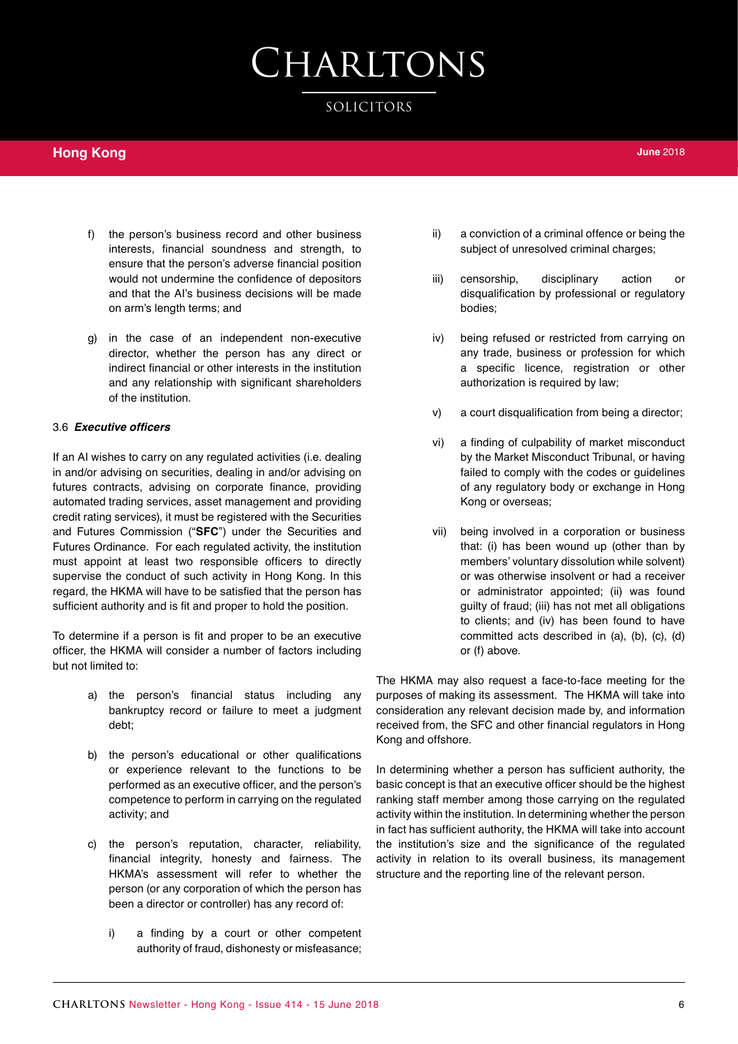f) the person's business record and other business interests, financial soundness and strength, to ensure that the person's adverse financial position would not undermine the confidence of depositors and that the AI's business decisions will be made on arm's length terms; and

g) in the case of an independent non-executive director, whether the person has any direct or indirect financial or other interests in the institution and any relationship with significant shareholders of the institution.

### 3.6 *Executive officers*

If an AI wishes to carry on any regulated activities (i.e. dealing in and/or advising on securities, dealing in and/or advising on futures contracts, advising on corporate finance, providing automated trading services, asset management and providing credit rating services), it must be registered with the Securities and Futures Commission ("**SFC**") under the Securities and Futures Ordinance. For each regulated activity, the institution must appoint at least two responsible officers to directly supervise the conduct of such activity in Hong Kong. In this regard, the HKMA will have to be satisfied that the person has sufficient authority and is fit and proper to hold the position.

To determine if a person is fit and proper to be an executive officer, the HKMA will consider a number of factors including but not limited to:

a) the person's financial status including any bankruptcy record or failure to meet a judgment debt;

b) the person's educational or other qualifications or experience relevant to the functions to be performed as an executive officer, and the person's competence to perform in carrying on the regulated activity; and

c) the person's reputation, character, reliability, financial integrity, honesty and fairness. The HKMA's assessment will refer to whether the person (or any corporation of which the person has been a director or controller) has any record of:

   i) a finding by a court or other competent authority of fraud, dishonesty or misfeasance;

   ii) a conviction of a criminal offence or being the subject of unresolved criminal charges;

   iii) censorship, disciplinary action or disqualification by professional or regulatory bodies;

   iv) being refused or restricted from carrying on any trade, business or profession for which a specific licence, registration or other authorization is required by law;

   v) a court disqualification from being a director;

   vi) a finding of culpability of market misconduct by the Market Misconduct Tribunal, or having failed to comply with the codes or guidelines of any regulatory body or exchange in Hong Kong or overseas;

   vii) being involved in a corporation or business that: (i) has been wound up (other than by members' voluntary dissolution while solvent) or was otherwise insolvent or had a receiver or administrator appointed; (ii) was found guilty of fraud; (iii) has not met all obligations to clients; and (iv) has been found to have committed acts described in (a), (b), (c), (d) or (f) above.

The HKMA may also request a face-to-face meeting for the purposes of making its assessment. The HKMA will take into consideration any relevant decision made by, and information received from, the SFC and other financial regulators in Hong Kong and offshore.

In determining whether a person has sufficient authority, the basic concept is that an executive officer should be the highest ranking staff member among those carrying on the regulated activity within the institution. In determining whether the person in fact has sufficient authority, the HKMA will take into account the institution's size and the significance of the regulated activity in relation to its overall business, its management structure and the reporting line of the relevant person.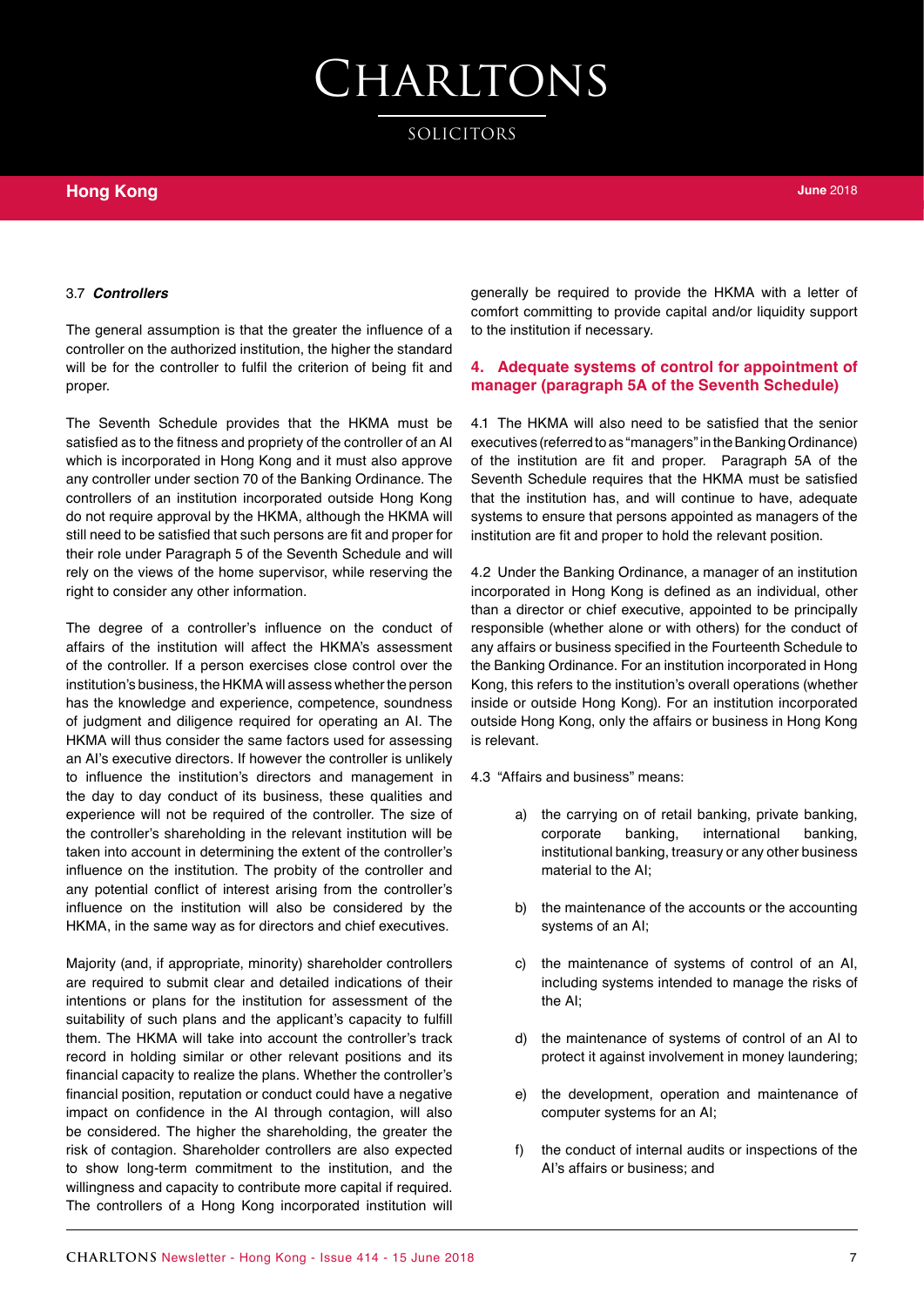3.7 ***Controllers***

The general assumption is that the greater the influence of a controller on the authorized institution, the higher the standard will be for the controller to fulfil the criterion of being fit and proper.

The Seventh Schedule provides that the HKMA must be satisfied as to the fitness and propriety of the controller of an AI which is incorporated in Hong Kong and it must also approve any controller under section 70 of the Banking Ordinance. The controllers of an institution incorporated outside Hong Kong do not require approval by the HKMA, although the HKMA will still need to be satisfied that such persons are fit and proper for their role under Paragraph 5 of the Seventh Schedule and will rely on the views of the home supervisor, while reserving the right to consider any other information.

The degree of a controller's influence on the conduct of affairs of the institution will affect the HKMA's assessment of the controller. If a person exercises close control over the institution's business, the HKMA will assess whether the person has the knowledge and experience, competence, soundness of judgment and diligence required for operating an AI. The HKMA will thus consider the same factors used for assessing an AI's executive directors. If however the controller is unlikely to influence the institution's directors and management in the day to day conduct of its business, these qualities and experience will not be required of the controller. The size of the controller's shareholding in the relevant institution will be taken into account in determining the extent of the controller's influence on the institution. The probity of the controller and any potential conflict of interest arising from the controller's influence on the institution will also be considered by the HKMA, in the same way as for directors and chief executives.

Majority (and, if appropriate, minority) shareholder controllers are required to submit clear and detailed indications of their intentions or plans for the institution for assessment of the suitability of such plans and the applicant's capacity to fulfill them. The HKMA will take into account the controller's track record in holding similar or other relevant positions and its financial capacity to realize the plans. Whether the controller's financial position, reputation or conduct could have a negative impact on confidence in the AI through contagion, will also be considered. The higher the shareholding, the greater the risk of contagion. Shareholder controllers are also expected to show long-term commitment to the institution, and the willingness and capacity to contribute more capital if required. The controllers of a Hong Kong incorporated institution will generally be required to provide the HKMA with a letter of comfort committing to provide capital and/or liquidity support to the institution if necessary.

## 4. Adequate systems of control for appointment of manager (paragraph 5A of the Seventh Schedule)

4.1 The HKMA will also need to be satisfied that the senior executives (referred to as "managers" in the Banking Ordinance) of the institution are fit and proper. Paragraph 5A of the Seventh Schedule requires that the HKMA must be satisfied that the institution has, and will continue to have, adequate systems to ensure that persons appointed as managers of the institution are fit and proper to hold the relevant position.

4.2 Under the Banking Ordinance, a manager of an institution incorporated in Hong Kong is defined as an individual, other than a director or chief executive, appointed to be principally responsible (whether alone or with others) for the conduct of any affairs or business specified in the Fourteenth Schedule to the Banking Ordinance. For an institution incorporated in Hong Kong, this refers to the institution's overall operations (whether inside or outside Hong Kong). For an institution incorporated outside Hong Kong, only the affairs or business in Hong Kong is relevant.

4.3 "Affairs and business" means:

a) the carrying on of retail banking, private banking, corporate banking, international banking, institutional banking, treasury or any other business material to the AI;

b) the maintenance of the accounts or the accounting systems of an AI;

c) the maintenance of systems of control of an AI, including systems intended to manage the risks of the AI;

d) the maintenance of systems of control of an AI to protect it against involvement in money laundering;

e) the development, operation and maintenance of computer systems for an AI;

f) the conduct of internal audits or inspections of the AI's affairs or business; and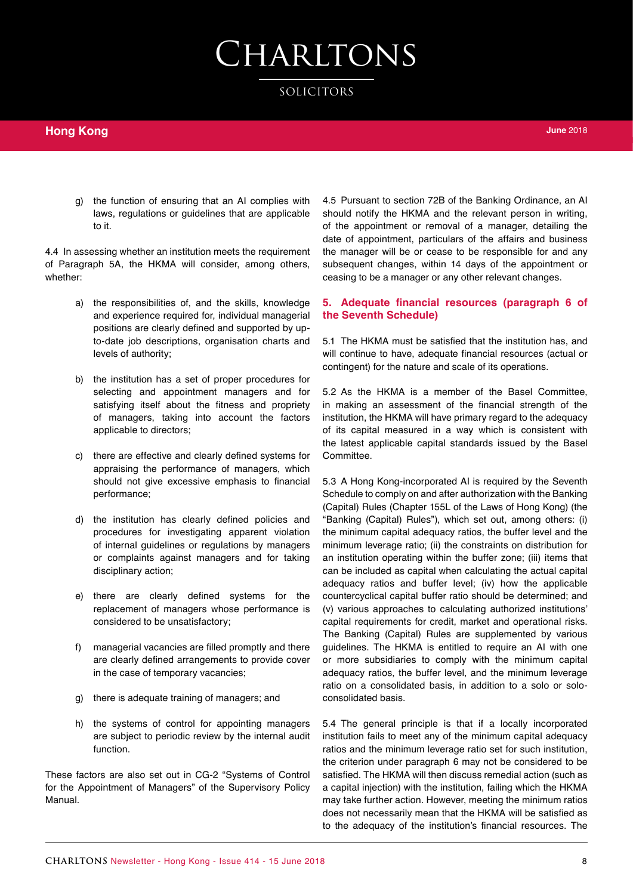g) the function of ensuring that an AI complies with laws, regulations or guidelines that are applicable to it.

4.4 In assessing whether an institution meets the requirement of Paragraph 5A, the HKMA will consider, among others, whether:

a) the responsibilities of, and the skills, knowledge and experience required for, individual managerial positions are clearly defined and supported by up-to-date job descriptions, organisation charts and levels of authority;

b) the institution has a set of proper procedures for selecting and appointment managers and for satisfying itself about the fitness and propriety of managers, taking into account the factors applicable to directors;

c) there are effective and clearly defined systems for appraising the performance of managers, which should not give excessive emphasis to financial performance;

d) the institution has clearly defined policies and procedures for investigating apparent violation of internal guidelines or regulations by managers or complaints against managers and for taking disciplinary action;

e) there are clearly defined systems for the replacement of managers whose performance is considered to be unsatisfactory;

f) managerial vacancies are filled promptly and there are clearly defined arrangements to provide cover in the case of temporary vacancies;

g) there is adequate training of managers; and

h) the systems of control for appointing managers are subject to periodic review by the internal audit function.

These factors are also set out in CG-2 "Systems of Control for the Appointment of Managers" of the Supervisory Policy Manual.

4.5 Pursuant to section 72B of the Banking Ordinance, an AI should notify the HKMA and the relevant person in writing, of the appointment or removal of a manager, detailing the date of appointment, particulars of the affairs and business the manager will be or cease to be responsible for and any subsequent changes, within 14 days of the appointment or ceasing to be a manager or any other relevant changes.

## 5. Adequate financial resources (paragraph 6 of the Seventh Schedule)

5.1 The HKMA must be satisfied that the institution has, and will continue to have, adequate financial resources (actual or contingent) for the nature and scale of its operations.

5.2 As the HKMA is a member of the Basel Committee, in making an assessment of the financial strength of the institution, the HKMA will have primary regard to the adequacy of its capital measured in a way which is consistent with the latest applicable capital standards issued by the Basel Committee.

5.3 A Hong Kong-incorporated AI is required by the Seventh Schedule to comply on and after authorization with the Banking (Capital) Rules (Chapter 155L of the Laws of Hong Kong) (the "Banking (Capital) Rules"), which set out, among others: (i) the minimum capital adequacy ratios, the buffer level and the minimum leverage ratio; (ii) the constraints on distribution for an institution operating within the buffer zone; (iii) items that can be included as capital when calculating the actual capital adequacy ratios and buffer level; (iv) how the applicable countercyclical capital buffer ratio should be determined; and (v) various approaches to calculating authorized institutions' capital requirements for credit, market and operational risks. The Banking (Capital) Rules are supplemented by various guidelines. The HKMA is entitled to require an AI with one or more subsidiaries to comply with the minimum capital adequacy ratios, the buffer level, and the minimum leverage ratio on a consolidated basis, in addition to a solo or solo-consolidated basis.

5.4 The general principle is that if a locally incorporated institution fails to meet any of the minimum capital adequacy ratios and the minimum leverage ratio set for such institution, the criterion under paragraph 6 may not be considered to be satisfied. The HKMA will then discuss remedial action (such as a capital injection) with the institution, failing which the HKMA may take further action. However, meeting the minimum ratios does not necessarily mean that the HKMA will be satisfied as to the adequacy of the institution's financial resources. The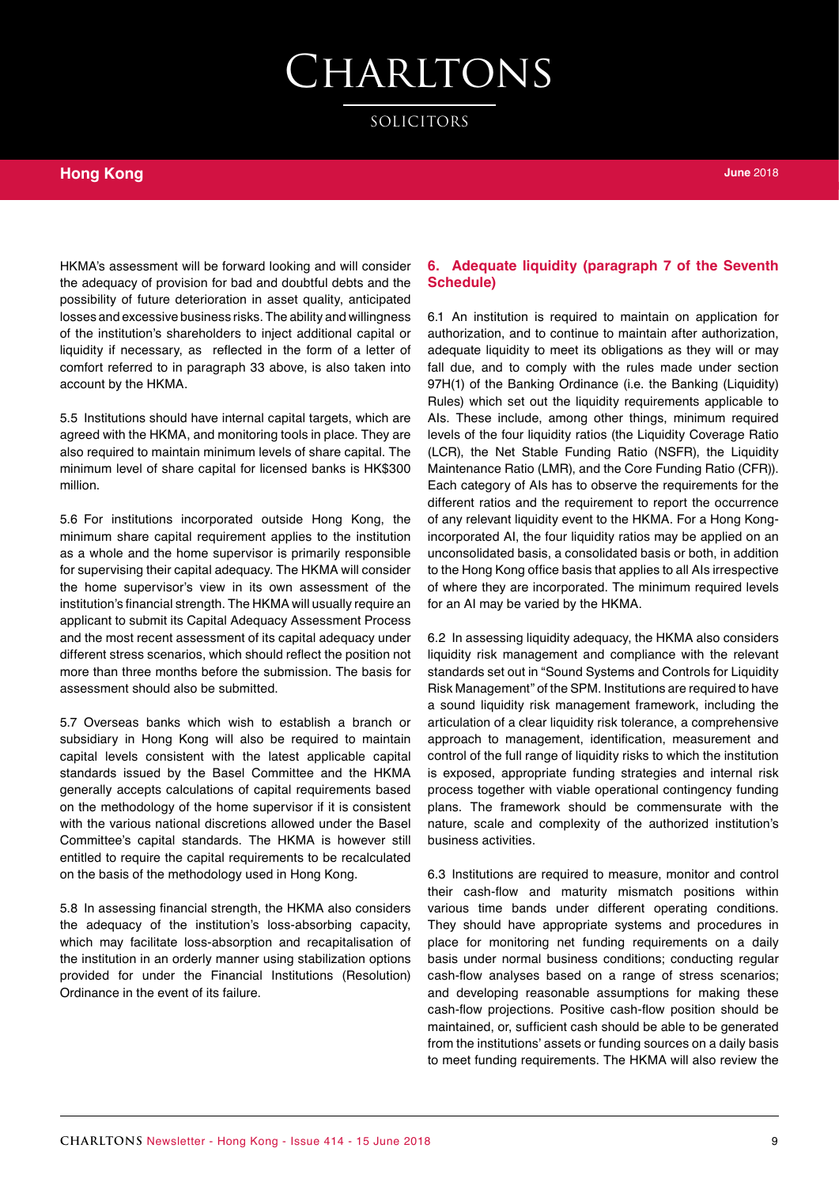HKMA's assessment will be forward looking and will consider the adequacy of provision for bad and doubtful debts and the possibility of future deterioration in asset quality, anticipated losses and excessive business risks. The ability and willingness of the institution's shareholders to inject additional capital or liquidity if necessary, as reflected in the form of a letter of comfort referred to in paragraph 33 above, is also taken into account by the HKMA.

5.5 Institutions should have internal capital targets, which are agreed with the HKMA, and monitoring tools in place. They are also required to maintain minimum levels of share capital. The minimum level of share capital for licensed banks is HK$300 million.

5.6 For institutions incorporated outside Hong Kong, the minimum share capital requirement applies to the institution as a whole and the home supervisor is primarily responsible for supervising their capital adequacy. The HKMA will consider the home supervisor's view in its own assessment of the institution's financial strength. The HKMA will usually require an applicant to submit its Capital Adequacy Assessment Process and the most recent assessment of its capital adequacy under different stress scenarios, which should reflect the position not more than three months before the submission. The basis for assessment should also be submitted.

5.7 Overseas banks which wish to establish a branch or subsidiary in Hong Kong will also be required to maintain capital levels consistent with the latest applicable capital standards issued by the Basel Committee and the HKMA generally accepts calculations of capital requirements based on the methodology of the home supervisor if it is consistent with the various national discretions allowed under the Basel Committee's capital standards. The HKMA is however still entitled to require the capital requirements to be recalculated on the basis of the methodology used in Hong Kong.

5.8 In assessing financial strength, the HKMA also considers the adequacy of the institution's loss-absorbing capacity, which may facilitate loss-absorption and recapitalisation of the institution in an orderly manner using stabilization options provided for under the Financial Institutions (Resolution) Ordinance in the event of its failure.

## 6. Adequate liquidity (paragraph 7 of the Seventh Schedule)

6.1 An institution is required to maintain on application for authorization, and to continue to maintain after authorization, adequate liquidity to meet its obligations as they will or may fall due, and to comply with the rules made under section 97H(1) of the Banking Ordinance (i.e. the Banking (Liquidity) Rules) which set out the liquidity requirements applicable to AIs. These include, among other things, minimum required levels of the four liquidity ratios (the Liquidity Coverage Ratio (LCR), the Net Stable Funding Ratio (NSFR), the Liquidity Maintenance Ratio (LMR), and the Core Funding Ratio (CFR)). Each category of AIs has to observe the requirements for the different ratios and the requirement to report the occurrence of any relevant liquidity event to the HKMA. For a Hong Kong-incorporated AI, the four liquidity ratios may be applied on an unconsolidated basis, a consolidated basis or both, in addition to the Hong Kong office basis that applies to all AIs irrespective of where they are incorporated. The minimum required levels for an AI may be varied by the HKMA.

6.2 In assessing liquidity adequacy, the HKMA also considers liquidity risk management and compliance with the relevant standards set out in "Sound Systems and Controls for Liquidity Risk Management" of the SPM. Institutions are required to have a sound liquidity risk management framework, including the articulation of a clear liquidity risk tolerance, a comprehensive approach to management, identification, measurement and control of the full range of liquidity risks to which the institution is exposed, appropriate funding strategies and internal risk process together with viable operational contingency funding plans. The framework should be commensurate with the nature, scale and complexity of the authorized institution's business activities.

6.3 Institutions are required to measure, monitor and control their cash-flow and maturity mismatch positions within various time bands under different operating conditions. They should have appropriate systems and procedures in place for monitoring net funding requirements on a daily basis under normal business conditions; conducting regular cash-flow analyses based on a range of stress scenarios; and developing reasonable assumptions for making these cash-flow projections. Positive cash-flow position should be maintained, or, sufficient cash should be able to be generated from the institutions' assets or funding sources on a daily basis to meet funding requirements. The HKMA will also review the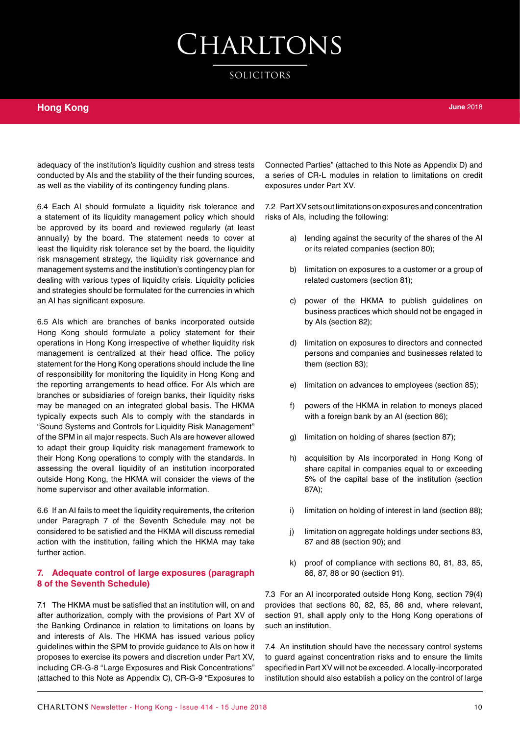adequacy of the institution's liquidity cushion and stress tests conducted by AIs and the stability of the their funding sources, as well as the viability of its contingency funding plans.

6.4 Each AI should formulate a liquidity risk tolerance and a statement of its liquidity management policy which should be approved by its board and reviewed regularly (at least annually) by the board. The statement needs to cover at least the liquidity risk tolerance set by the board, the liquidity risk management strategy, the liquidity risk governance and management systems and the institution's contingency plan for dealing with various types of liquidity crisis. Liquidity policies and strategies should be formulated for the currencies in which an AI has significant exposure.

6.5 AIs which are branches of banks incorporated outside Hong Kong should formulate a policy statement for their operations in Hong Kong irrespective of whether liquidity risk management is centralized at their head office. The policy statement for the Hong Kong operations should include the line of responsibility for monitoring the liquidity in Hong Kong and the reporting arrangements to head office. For AIs which are branches or subsidiaries of foreign banks, their liquidity risks may be managed on an integrated global basis. The HKMA typically expects such AIs to comply with the standards in "Sound Systems and Controls for Liquidity Risk Management" of the SPM in all major respects. Such AIs are however allowed to adapt their group liquidity risk management framework to their Hong Kong operations to comply with the standards. In assessing the overall liquidity of an institution incorporated outside Hong Kong, the HKMA will consider the views of the home supervisor and other available information.

6.6 If an AI fails to meet the liquidity requirements, the criterion under Paragraph 7 of the Seventh Schedule may not be considered to be satisfied and the HKMA will discuss remedial action with the institution, failing which the HKMA may take further action.

## 7. Adequate control of large exposures (paragraph 8 of the Seventh Schedule)

7.1 The HKMA must be satisfied that an institution will, on and after authorization, comply with the provisions of Part XV of the Banking Ordinance in relation to limitations on loans by and interests of AIs. The HKMA has issued various policy guidelines within the SPM to provide guidance to AIs on how it proposes to exercise its powers and discretion under Part XV, including CR-G-8 "Large Exposures and Risk Concentrations" (attached to this Note as Appendix C), CR-G-9 "Exposures to Connected Parties" (attached to this Note as Appendix D) and a series of CR-L modules in relation to limitations on credit exposures under Part XV.

7.2 Part XV sets out limitations on exposures and concentration risks of AIs, including the following:

a) lending against the security of the shares of the AI or its related companies (section 80);

b) limitation on exposures to a customer or a group of related customers (section 81);

c) power of the HKMA to publish guidelines on business practices which should not be engaged in by AIs (section 82);

d) limitation on exposures to directors and connected persons and companies and businesses related to them (section 83);

e) limitation on advances to employees (section 85);

f) powers of the HKMA in relation to moneys placed with a foreign bank by an AI (section 86);

g) limitation on holding of shares (section 87);

h) acquisition by AIs incorporated in Hong Kong of share capital in companies equal to or exceeding 5% of the capital base of the institution (section 87A);

i) limitation on holding of interest in land (section 88);

j) limitation on aggregate holdings under sections 83, 87 and 88 (section 90); and

k) proof of compliance with sections 80, 81, 83, 85, 86, 87, 88 or 90 (section 91).

7.3 For an AI incorporated outside Hong Kong, section 79(4) provides that sections 80, 82, 85, 86 and, where relevant, section 91, shall apply only to the Hong Kong operations of such an institution.

7.4 An institution should have the necessary control systems to guard against concentration risks and to ensure the limits specified in Part XV will not be exceeded. A locally-incorporated institution should also establish a policy on the control of large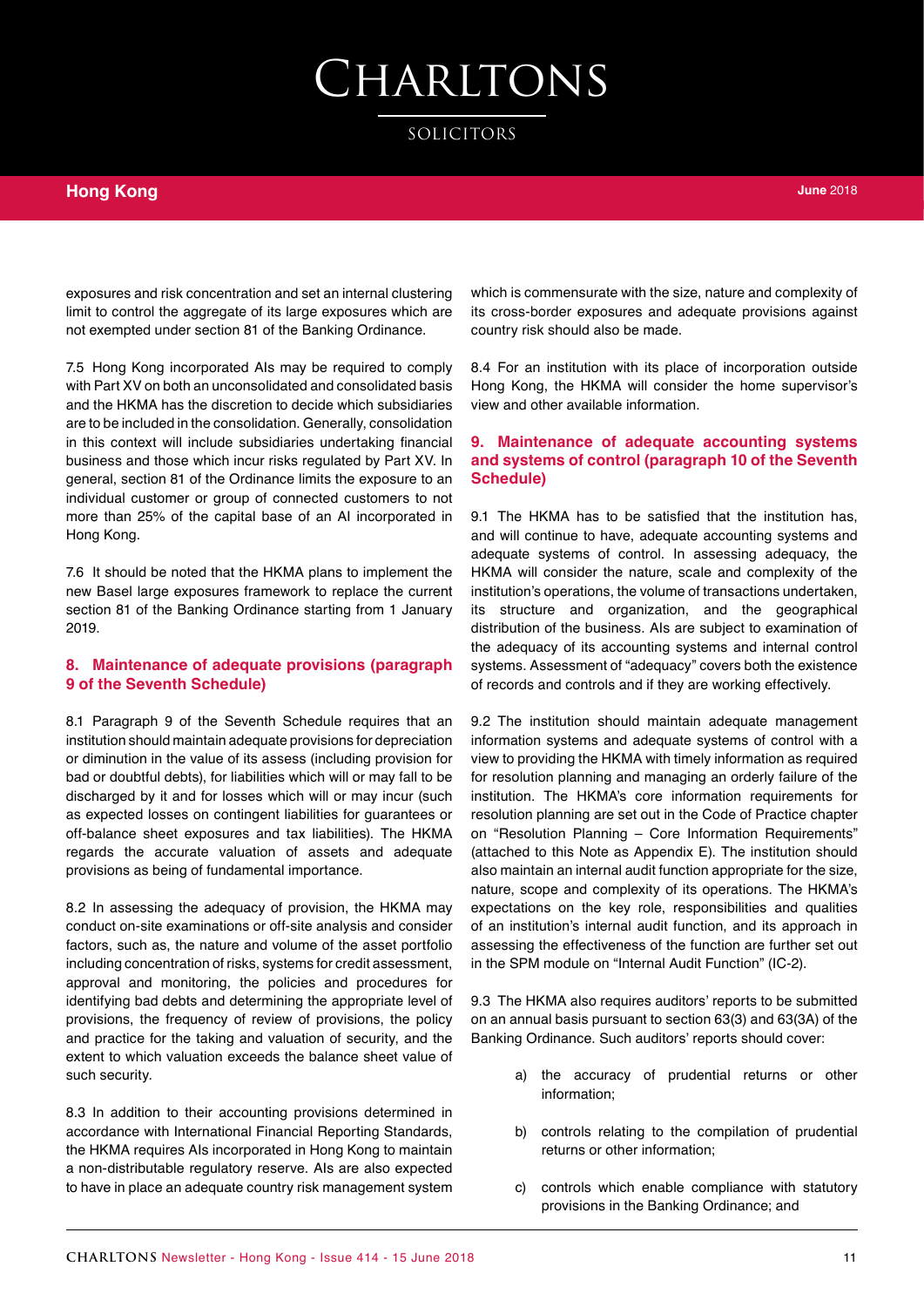exposures and risk concentration and set an internal clustering limit to control the aggregate of its large exposures which are not exempted under section 81 of the Banking Ordinance.

7.5 Hong Kong incorporated AIs may be required to comply with Part XV on both an unconsolidated and consolidated basis and the HKMA has the discretion to decide which subsidiaries are to be included in the consolidation. Generally, consolidation in this context will include subsidiaries undertaking financial business and those which incur risks regulated by Part XV. In general, section 81 of the Ordinance limits the exposure to an individual customer or group of connected customers to not more than 25% of the capital base of an AI incorporated in Hong Kong.

7.6 It should be noted that the HKMA plans to implement the new Basel large exposures framework to replace the current section 81 of the Banking Ordinance starting from 1 January 2019.

## 8. Maintenance of adequate provisions (paragraph 9 of the Seventh Schedule)

8.1 Paragraph 9 of the Seventh Schedule requires that an institution should maintain adequate provisions for depreciation or diminution in the value of its assess (including provision for bad or doubtful debts), for liabilities which will or may fall to be discharged by it and for losses which will or may incur (such as expected losses on contingent liabilities for guarantees or off-balance sheet exposures and tax liabilities). The HKMA regards the accurate valuation of assets and adequate provisions as being of fundamental importance.

8.2 In assessing the adequacy of provision, the HKMA may conduct on-site examinations or off-site analysis and consider factors, such as, the nature and volume of the asset portfolio including concentration of risks, systems for credit assessment, approval and monitoring, the policies and procedures for identifying bad debts and determining the appropriate level of provisions, the frequency of review of provisions, the policy and practice for the taking and valuation of security, and the extent to which valuation exceeds the balance sheet value of such security.

8.3 In addition to their accounting provisions determined in accordance with International Financial Reporting Standards, the HKMA requires AIs incorporated in Hong Kong to maintain a non-distributable regulatory reserve. AIs are also expected to have in place an adequate country risk management system which is commensurate with the size, nature and complexity of its cross-border exposures and adequate provisions against country risk should also be made.

8.4 For an institution with its place of incorporation outside Hong Kong, the HKMA will consider the home supervisor's view and other available information.

## 9. Maintenance of adequate accounting systems and systems of control (paragraph 10 of the Seventh Schedule)

9.1 The HKMA has to be satisfied that the institution has, and will continue to have, adequate accounting systems and adequate systems of control. In assessing adequacy, the HKMA will consider the nature, scale and complexity of the institution's operations, the volume of transactions undertaken, its structure and organization, and the geographical distribution of the business. AIs are subject to examination of the adequacy of its accounting systems and internal control systems. Assessment of "adequacy" covers both the existence of records and controls and if they are working effectively.

9.2 The institution should maintain adequate management information systems and adequate systems of control with a view to providing the HKMA with timely information as required for resolution planning and managing an orderly failure of the institution. The HKMA's core information requirements for resolution planning are set out in the Code of Practice chapter on "Resolution Planning – Core Information Requirements" (attached to this Note as Appendix E). The institution should also maintain an internal audit function appropriate for the size, nature, scope and complexity of its operations. The HKMA's expectations on the key role, responsibilities and qualities of an institution's internal audit function, and its approach in assessing the effectiveness of the function are further set out in the SPM module on "Internal Audit Function" (IC-2).

9.3 The HKMA also requires auditors' reports to be submitted on an annual basis pursuant to section 63(3) and 63(3A) of the Banking Ordinance. Such auditors' reports should cover:

a) the accuracy of prudential returns or other information;

b) controls relating to the compilation of prudential returns or other information;

c) controls which enable compliance with statutory provisions in the Banking Ordinance; and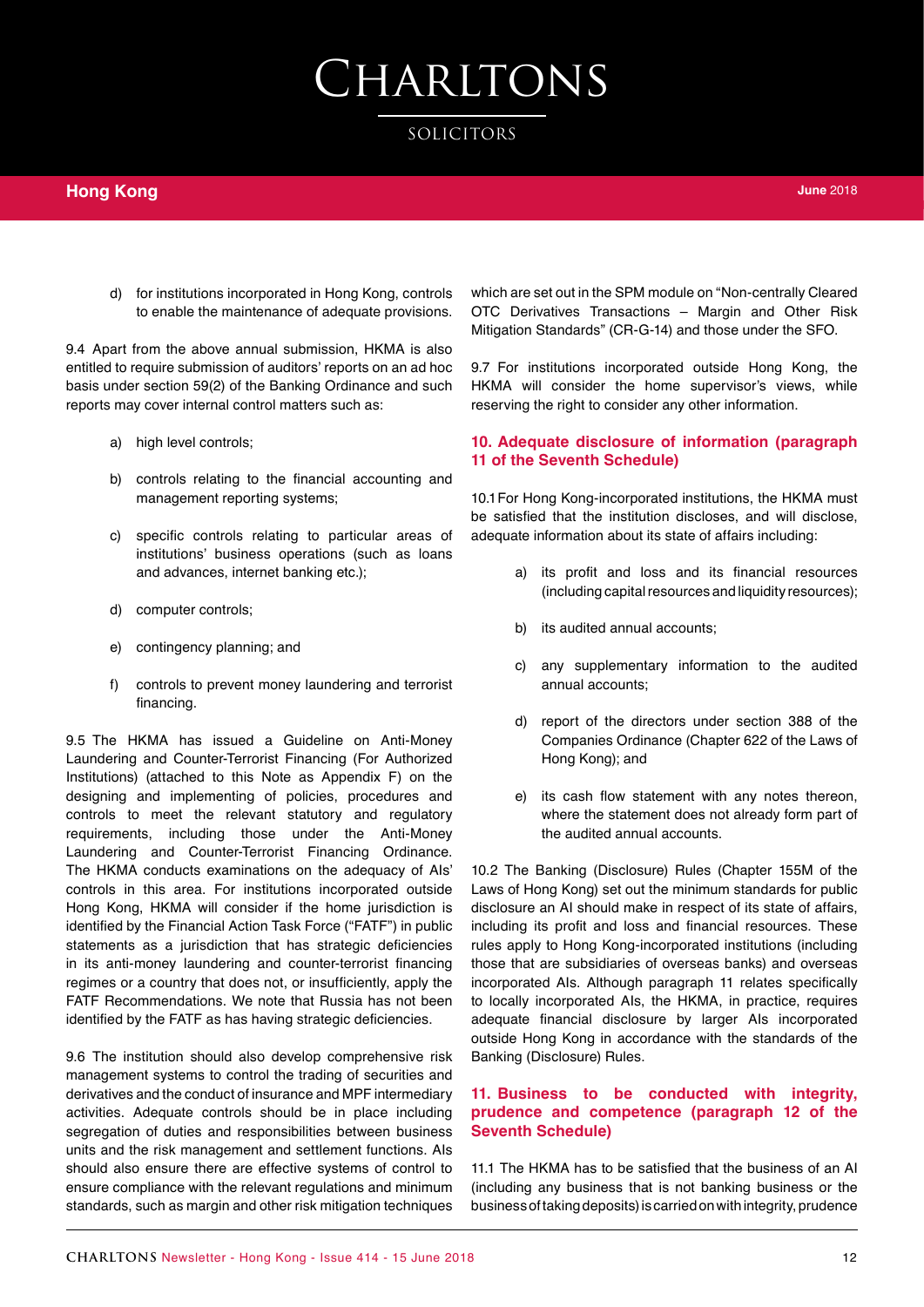d) for institutions incorporated in Hong Kong, controls to enable the maintenance of adequate provisions.

9.4 Apart from the above annual submission, HKMA is also entitled to require submission of auditors' reports on an ad hoc basis under section 59(2) of the Banking Ordinance and such reports may cover internal control matters such as:

a) high level controls;

b) controls relating to the financial accounting and management reporting systems;

c) specific controls relating to particular areas of institutions' business operations (such as loans and advances, internet banking etc.);

d) computer controls;

e) contingency planning; and

f) controls to prevent money laundering and terrorist financing.

9.5 The HKMA has issued a Guideline on Anti-Money Laundering and Counter-Terrorist Financing (For Authorized Institutions) (attached to this Note as Appendix F) on the designing and implementing of policies, procedures and controls to meet the relevant statutory and regulatory requirements, including those under the Anti-Money Laundering and Counter-Terrorist Financing Ordinance. The HKMA conducts examinations on the adequacy of AIs' controls in this area. For institutions incorporated outside Hong Kong, HKMA will consider if the home jurisdiction is identified by the Financial Action Task Force ("FATF") in public statements as a jurisdiction that has strategic deficiencies in its anti-money laundering and counter-terrorist financing regimes or a country that does not, or insufficiently, apply the FATF Recommendations. We note that Russia has not been identified by the FATF as has having strategic deficiencies.

9.6 The institution should also develop comprehensive risk management systems to control the trading of securities and derivatives and the conduct of insurance and MPF intermediary activities. Adequate controls should be in place including segregation of duties and responsibilities between business units and the risk management and settlement functions. AIs should also ensure there are effective systems of control to ensure compliance with the relevant regulations and minimum standards, such as margin and other risk mitigation techniques which are set out in the SPM module on "Non-centrally Cleared OTC Derivatives Transactions – Margin and Other Risk Mitigation Standards" (CR-G-14) and those under the SFO.

9.7 For institutions incorporated outside Hong Kong, the HKMA will consider the home supervisor's views, while reserving the right to consider any other information.

## 10. Adequate disclosure of information (paragraph 11 of the Seventh Schedule)

10.1 For Hong Kong-incorporated institutions, the HKMA must be satisfied that the institution discloses, and will disclose, adequate information about its state of affairs including:

a) its profit and loss and its financial resources (including capital resources and liquidity resources);

b) its audited annual accounts;

c) any supplementary information to the audited annual accounts;

d) report of the directors under section 388 of the Companies Ordinance (Chapter 622 of the Laws of Hong Kong); and

e) its cash flow statement with any notes thereon, where the statement does not already form part of the audited annual accounts.

10.2 The Banking (Disclosure) Rules (Chapter 155M of the Laws of Hong Kong) set out the minimum standards for public disclosure an AI should make in respect of its state of affairs, including its profit and loss and financial resources. These rules apply to Hong Kong-incorporated institutions (including those that are subsidiaries of overseas banks) and overseas incorporated AIs. Although paragraph 11 relates specifically to locally incorporated AIs, the HKMA, in practice, requires adequate financial disclosure by larger AIs incorporated outside Hong Kong in accordance with the standards of the Banking (Disclosure) Rules.

## 11. Business to be conducted with integrity, prudence and competence (paragraph 12 of the Seventh Schedule)

11.1 The HKMA has to be satisfied that the business of an AI (including any business that is not banking business or the business of taking deposits) is carried on with integrity, prudence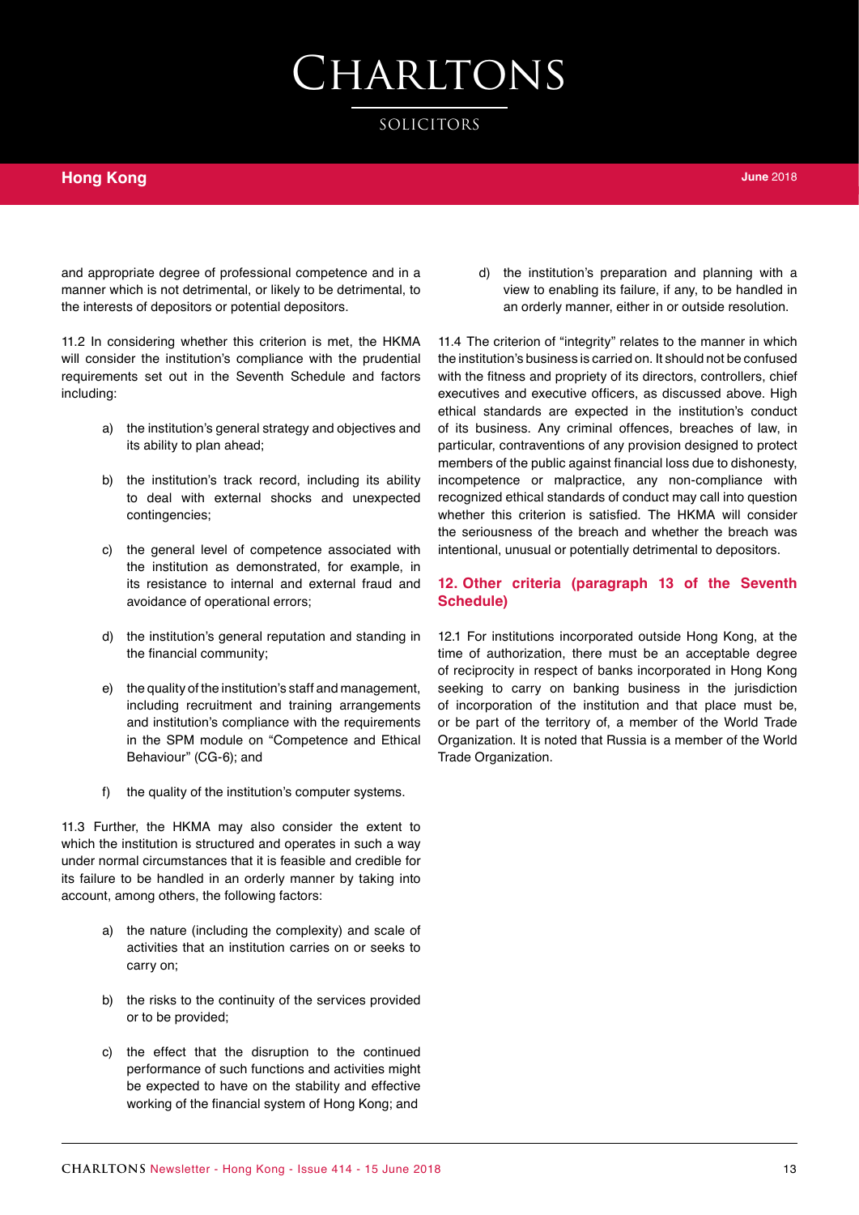and appropriate degree of professional competence and in a manner which is not detrimental, or likely to be detrimental, to the interests of depositors or potential depositors.

11.2 In considering whether this criterion is met, the HKMA will consider the institution's compliance with the prudential requirements set out in the Seventh Schedule and factors including:

a) the institution's general strategy and objectives and its ability to plan ahead;

b) the institution's track record, including its ability to deal with external shocks and unexpected contingencies;

c) the general level of competence associated with the institution as demonstrated, for example, in its resistance to internal and external fraud and avoidance of operational errors;

d) the institution's general reputation and standing in the financial community;

e) the quality of the institution's staff and management, including recruitment and training arrangements and institution's compliance with the requirements in the SPM module on "Competence and Ethical Behaviour" (CG-6); and

f) the quality of the institution's computer systems.

11.3 Further, the HKMA may also consider the extent to which the institution is structured and operates in such a way under normal circumstances that it is feasible and credible for its failure to be handled in an orderly manner by taking into account, among others, the following factors:

a) the nature (including the complexity) and scale of activities that an institution carries on or seeks to carry on;

b) the risks to the continuity of the services provided or to be provided;

c) the effect that the disruption to the continued performance of such functions and activities might be expected to have on the stability and effective working of the financial system of Hong Kong; and

d) the institution's preparation and planning with a view to enabling its failure, if any, to be handled in an orderly manner, either in or outside resolution.

11.4 The criterion of "integrity" relates to the manner in which the institution's business is carried on. It should not be confused with the fitness and propriety of its directors, controllers, chief executives and executive officers, as discussed above. High ethical standards are expected in the institution's conduct of its business. Any criminal offences, breaches of law, in particular, contraventions of any provision designed to protect members of the public against financial loss due to dishonesty, incompetence or malpractice, any non-compliance with recognized ethical standards of conduct may call into question whether this criterion is satisfied. The HKMA will consider the seriousness of the breach and whether the breach was intentional, unusual or potentially detrimental to depositors.

## 12. Other criteria (paragraph 13 of the Seventh Schedule)

12.1 For institutions incorporated outside Hong Kong, at the time of authorization, there must be an acceptable degree of reciprocity in respect of banks incorporated in Hong Kong seeking to carry on banking business in the jurisdiction of incorporation of the institution and that place must be, or be part of the territory of, a member of the World Trade Organization. It is noted that Russia is a member of the World Trade Organization.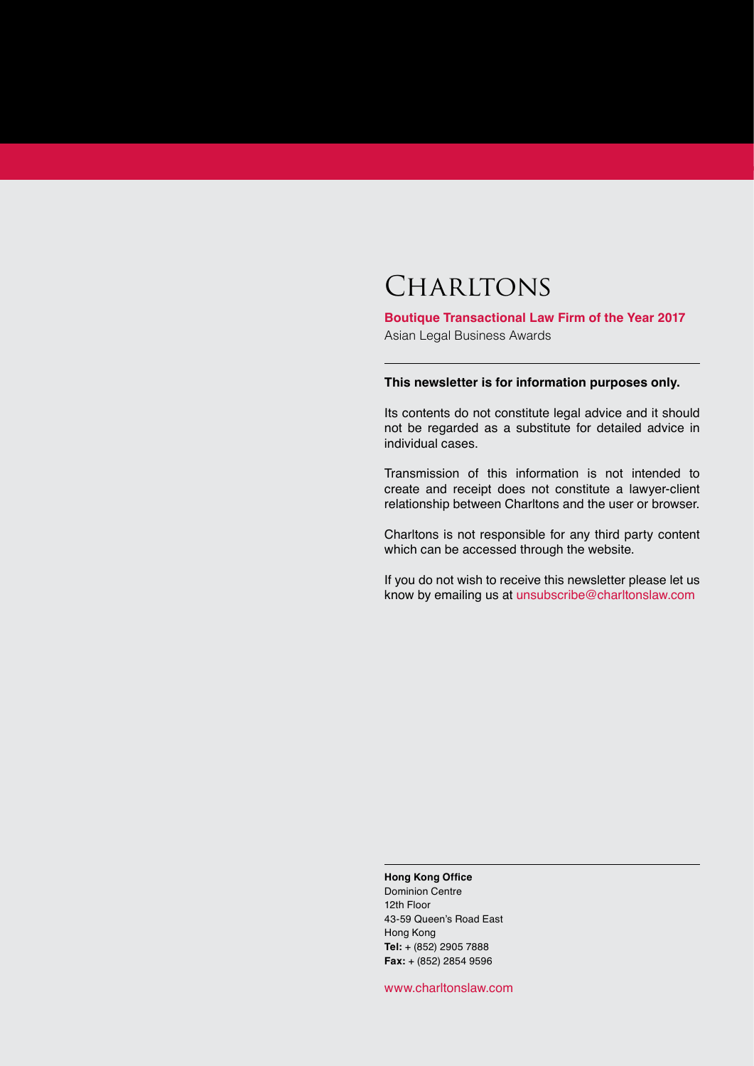# Charltons

**Boutique Transactional Law Firm of the Year 2017**

Asian Legal Business Awards

---

**This newsletter is for information purposes only.**

Its contents do not constitute legal advice and it should not be regarded as a substitute for detailed advice in individual cases.

Transmission of this information is not intended to create and receipt does not constitute a lawyer-client relationship between Charltons and the user or browser.

Charltons is not responsible for any third party content which can be accessed through the website.

If you do not wish to receive this newsletter please let us know by emailing us at unsubscribe@charltonslaw.com

---

**Hong Kong Office**
Dominion Centre
12th Floor
43-59 Queen's Road East
Hong Kong
**Tel:** + (852) 2905 7888
**Fax:** + (852) 2854 9596

www.charltonslaw.com